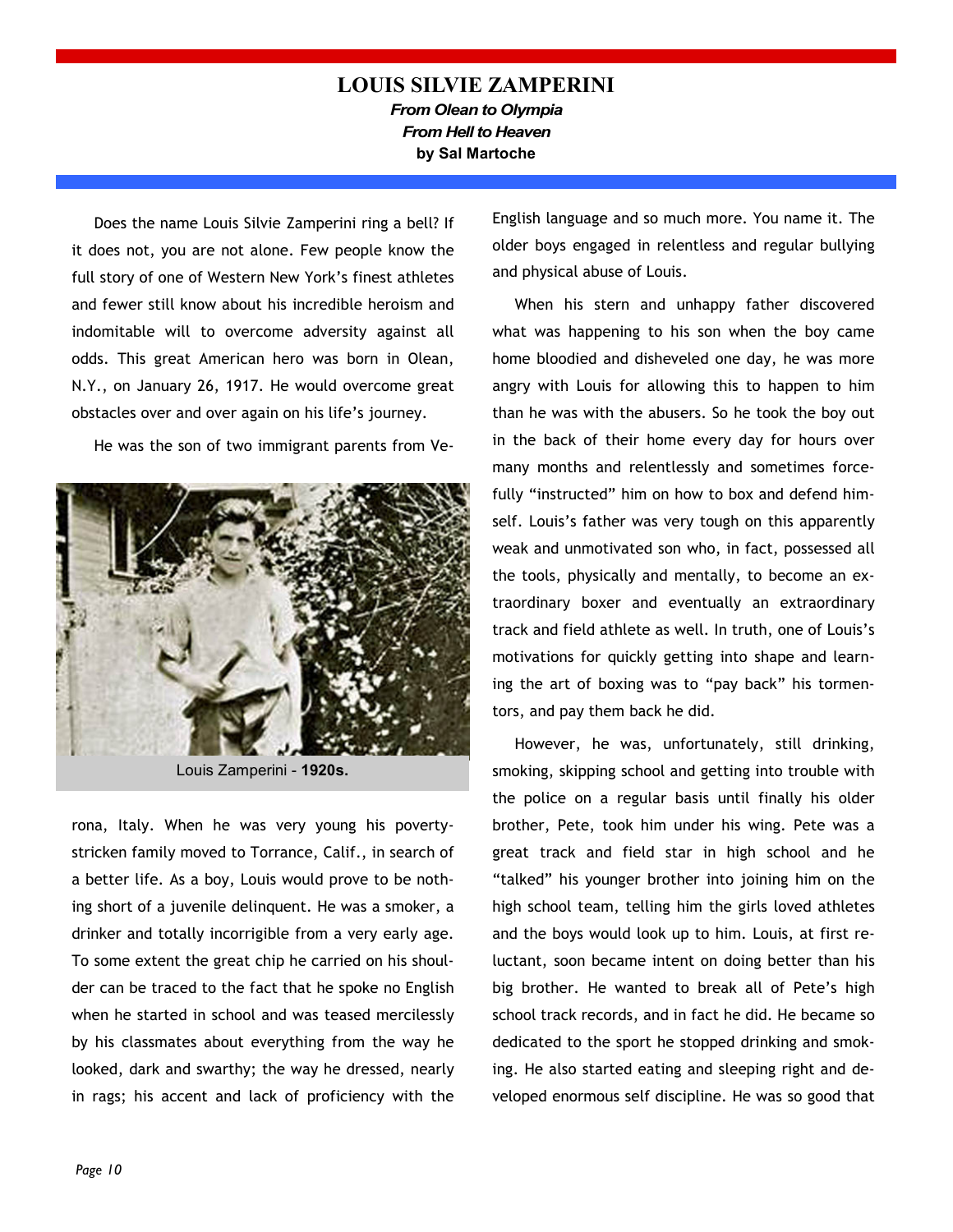# LOUIS SILVIE ZAMPERINI

***From Olean to Olympia***

***From Hell to Heaven***

**by Sal Martoche**

Does the name Louis Silvie Zamperini ring a bell? If it does not, you are not alone. Few people know the full story of one of Western New York's finest athletes and fewer still know about his incredible heroism and indomitable will to overcome adversity against all odds. This great American hero was born in Olean, N.Y., on January 26, 1917. He would overcome great obstacles over and over again on his life's journey.

He was the son of two immigrant parents from Verona, Italy. When he was very young his poverty-stricken family moved to Torrance, Calif., in search of a better life. As a boy, Louis would prove to be nothing short of a juvenile delinquent. He was a smoker, a drinker and totally incorrigible from a very early age. To some extent the great chip he carried on his shoulder can be traced to the fact that he spoke no English when he started in school and was teased mercilessly by his classmates about everything from the way he looked, dark and swarthy; the way he dressed, nearly in rags; his accent and lack of proficiency with the English language and so much more. You name it. The older boys engaged in relentless and regular bullying and physical abuse of Louis.

Louis Zamperini - **1920s.**

When his stern and unhappy father discovered what was happening to his son when the boy came home bloodied and disheveled one day, he was more angry with Louis for allowing this to happen to him than he was with the abusers. So he took the boy out in the back of their home every day for hours over many months and relentlessly and sometimes forcefully "instructed" him on how to box and defend himself. Louis's father was very tough on this apparently weak and unmotivated son who, in fact, possessed all the tools, physically and mentally, to become an extraordinary boxer and eventually an extraordinary track and field athlete as well. In truth, one of Louis's motivations for quickly getting into shape and learning the art of boxing was to "pay back" his tormentors, and pay them back he did.

However, he was, unfortunately, still drinking, smoking, skipping school and getting into trouble with the police on a regular basis until finally his older brother, Pete, took him under his wing. Pete was a great track and field star in high school and he "talked" his younger brother into joining him on the high school team, telling him the girls loved athletes and the boys would look up to him. Louis, at first reluctant, soon became intent on doing better than his big brother. He wanted to break all of Pete's high school track records, and in fact he did. He became so dedicated to the sport he stopped drinking and smoking. He also started eating and sleeping right and developed enormous self discipline. He was so good that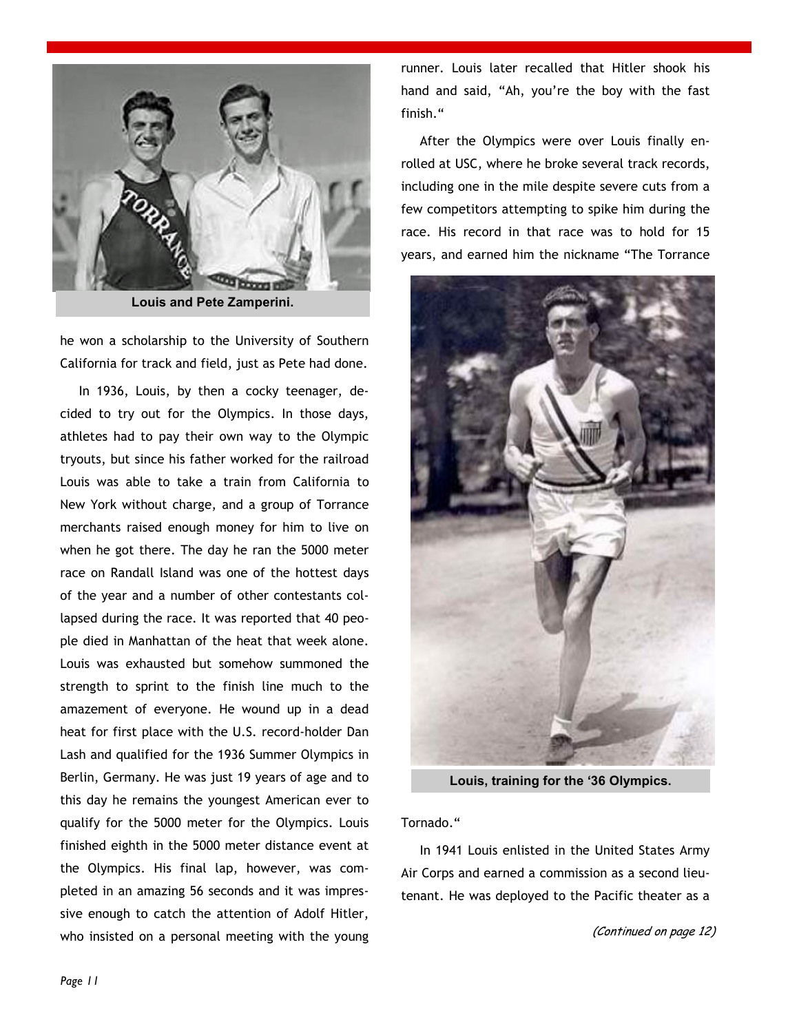Louis and Pete Zamperini.

he won a scholarship to the University of Southern California for track and field, just as Pete had done.

In 1936, Louis, by then a cocky teenager, decided to try out for the Olympics. In those days, athletes had to pay their own way to the Olympic tryouts, but since his father worked for the railroad Louis was able to take a train from California to New York without charge, and a group of Torrance merchants raised enough money for him to live on when he got there. The day he ran the 5000 meter race on Randall Island was one of the hottest days of the year and a number of other contestants collapsed during the race. It was reported that 40 people died in Manhattan of the heat that week alone. Louis was exhausted but somehow summoned the strength to sprint to the finish line much to the amazement of everyone. He wound up in a dead heat for first place with the U.S. record-holder Dan Lash and qualified for the 1936 Summer Olympics in Berlin, Germany. He was just 19 years of age and to this day he remains the youngest American ever to qualify for the 5000 meter for the Olympics. Louis finished eighth in the 5000 meter distance event at the Olympics. His final lap, however, was completed in an amazing 56 seconds and it was impressive enough to catch the attention of Adolf Hitler, who insisted on a personal meeting with the young runner. Louis later recalled that Hitler shook his hand and said, "Ah, you're the boy with the fast finish."

After the Olympics were over Louis finally enrolled at USC, where he broke several track records, including one in the mile despite severe cuts from a few competitors attempting to spike him during the race. His record in that race was to hold for 15 years, and earned him the nickname "The Torrance Tornado."

Louis, training for the '36 Olympics.

In 1941 Louis enlisted in the United States Army Air Corps and earned a commission as a second lieutenant. He was deployed to the Pacific theater as a

*(Continued on page 12)*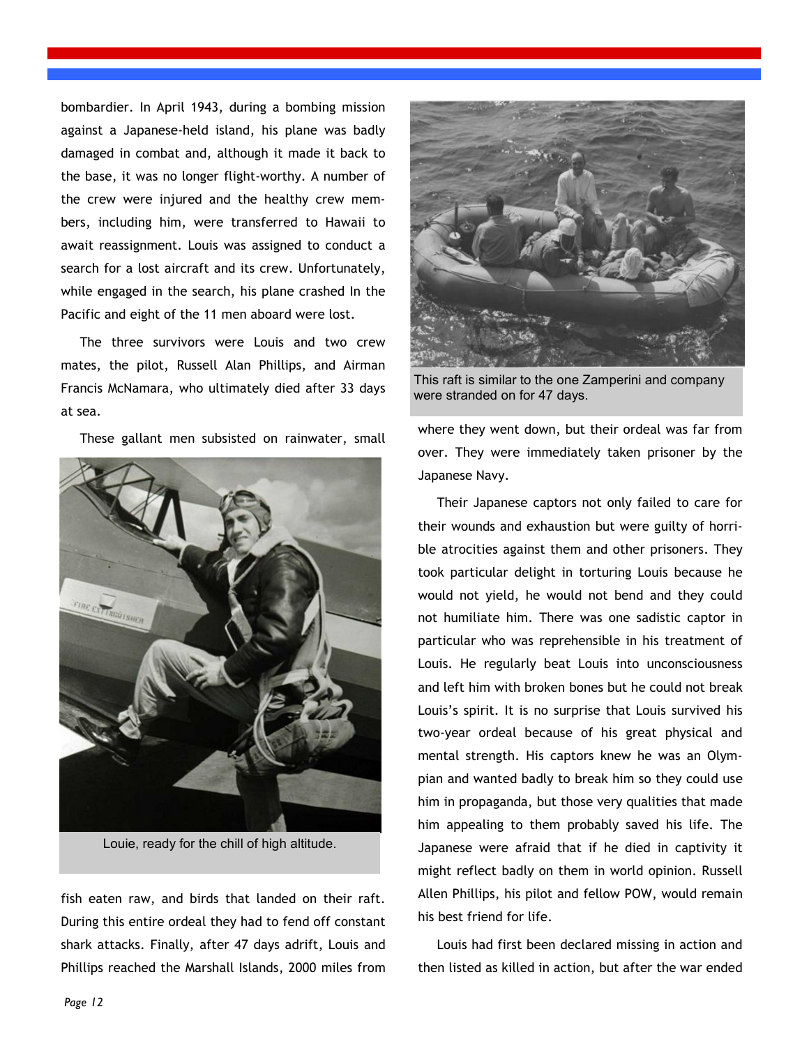bombardier. In April 1943, during a bombing mission against a Japanese-held island, his plane was badly damaged in combat and, although it made it back to the base, it was no longer flight-worthy. A number of the crew were injured and the healthy crew members, including him, were transferred to Hawaii to await reassignment. Louis was assigned to conduct a search for a lost aircraft and its crew. Unfortunately, while engaged in the search, his plane crashed In the Pacific and eight of the 11 men aboard were lost.

The three survivors were Louis and two crew mates, the pilot, Russell Alan Phillips, and Airman Francis McNamara, who ultimately died after 33 days at sea.

These gallant men subsisted on rainwater, small fish eaten raw, and birds that landed on their raft. During this entire ordeal they had to fend off constant shark attacks. Finally, after 47 days adrift, Louis and Phillips reached the Marshall Islands, 2000 miles from where they went down, but their ordeal was far from over. They were immediately taken prisoner by the Japanese Navy.

Louie, ready for the chill of high altitude.

This raft is similar to the one Zamperini and company were stranded on for 47 days.

Their Japanese captors not only failed to care for their wounds and exhaustion but were guilty of horrible atrocities against them and other prisoners. They took particular delight in torturing Louis because he would not yield, he would not bend and they could not humiliate him. There was one sadistic captor in particular who was reprehensible in his treatment of Louis. He regularly beat Louis into unconsciousness and left him with broken bones but he could not break Louis's spirit. It is no surprise that Louis survived his two-year ordeal because of his great physical and mental strength. His captors knew he was an Olympian and wanted badly to break him so they could use him in propaganda, but those very qualities that made him appealing to them probably saved his life. The Japanese were afraid that if he died in captivity it might reflect badly on them in world opinion. Russell Allen Phillips, his pilot and fellow POW, would remain his best friend for life.

Louis had first been declared missing in action and then listed as killed in action, but after the war ended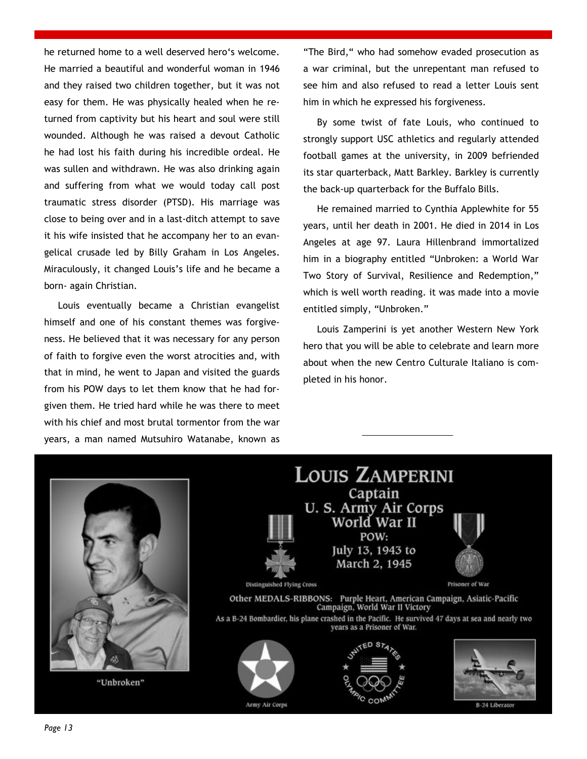he returned home to a well deserved hero's welcome. He married a beautiful and wonderful woman in 1946 and they raised two children together, but it was not easy for them. He was physically healed when he returned from captivity but his heart and soul were still wounded. Although he was raised a devout Catholic he had lost his faith during his incredible ordeal. He was sullen and withdrawn. He was also drinking again and suffering from what we would today call post traumatic stress disorder (PTSD). His marriage was close to being over and in a last-ditch attempt to save it his wife insisted that he accompany her to an evangelical crusade led by Billy Graham in Los Angeles. Miraculously, it changed Louis's life and he became a born- again Christian.

Louis eventually became a Christian evangelist himself and one of his constant themes was forgiveness. He believed that it was necessary for any person of faith to forgive even the worst atrocities and, with that in mind, he went to Japan and visited the guards from his POW days to let them know that he had forgiven them. He tried hard while he was there to meet with his chief and most brutal tormentor from the war years, a man named Mutsuhiro Watanabe, known as "The Bird," who had somehow evaded prosecution as a war criminal, but the unrepentant man refused to see him and also refused to read a letter Louis sent him in which he expressed his forgiveness.

By some twist of fate Louis, who continued to strongly support USC athletics and regularly attended football games at the university, in 2009 befriended its star quarterback, Matt Barkley. Barkley is currently the back-up quarterback for the Buffalo Bills.

He remained married to Cynthia Applewhite for 55 years, until her death in 2001. He died in 2014 in Los Angeles at age 97. Laura Hillenbrand immortalized him in a biography entitled "Unbroken: a World War Two Story of Survival, Resilience and Redemption," which is well worth reading. it was made into a movie entitled simply, "Unbroken."

Louis Zamperini is yet another Western New York hero that you will be able to celebrate and learn more about when the new Centro Culturale Italiano is completed in his honor.

---

**Louis Zamperini**
Captain
U. S. Army Air Corps
World War II
POW:
July 13, 1943 to
March 2, 1945

Distinguished Flying Cross

Prisoner of War

Other MEDALS-RIBBONS: Purple Heart, American Campaign, Asiatic-Pacific Campaign, World War II Victory

As a B-24 Bombardier, his plane crashed in the Pacific. He survived 47 days at sea and nearly two years as a Prisoner of War.

"Unbroken"

Army Air Corps

United States Olympic Committee

B-24 Liberator